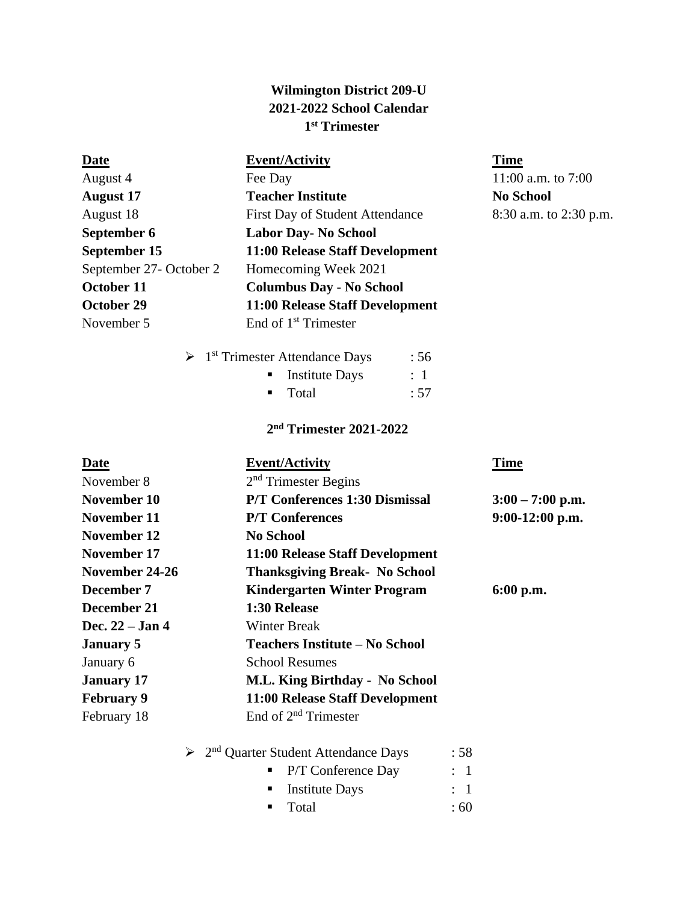# Wilmington District 209-U
# 2021-2022 School Calendar
## 1st Trimester

| Date | Event/Activity | Time |
|---|---|---|
| August 4 | Fee Day | 11:00 a.m. to 7:00 |
| **August 17** | **Teacher Institute** | **No School** |
| August 18 | First Day of Student Attendance | 8:30 a.m. to 2:30 p.m. |
| **September 6** | **Labor Day- No School** | |
| **September 15** | **11:00 Release Staff Development** | |
| September 27- October 2 | Homecoming Week 2021 | |
| **October 11** | **Columbus Day - No School** | |
| **October 29** | **11:00 Release Staff Development** | |
| November 5 | End of 1st Trimester | |

- 1st Trimester Attendance Days : 56
  - Institute Days : 1
  - Total : 57

## 2nd Trimester 2021-2022

| Date | Event/Activity | Time |
|---|---|---|
| November 8 | 2nd Trimester Begins | |
| **November 10** | **P/T Conferences 1:30 Dismissal** | **3:00 – 7:00 p.m.** |
| **November 11** | **P/T Conferences** | **9:00-12:00 p.m.** |
| **November 12** | **No School** | |
| **November 17** | **11:00 Release Staff Development** | |
| **November 24-26** | **Thanksgiving Break- No School** | |
| **December 7** | **Kindergarten Winter Program** | **6:00 p.m.** |
| **December 21** | **1:30 Release** | |
| **Dec. 22 – Jan 4** | Winter Break | |
| **January 5** | **Teachers Institute – No School** | |
| January 6 | School Resumes | |
| **January 17** | **M.L. King Birthday - No School** | |
| **February 9** | **11:00 Release Staff Development** | |
| February 18 | End of 2nd Trimester | |

- 2nd Quarter Student Attendance Days : 58
  - P/T Conference Day : 1
  - Institute Days : 1
  - Total : 60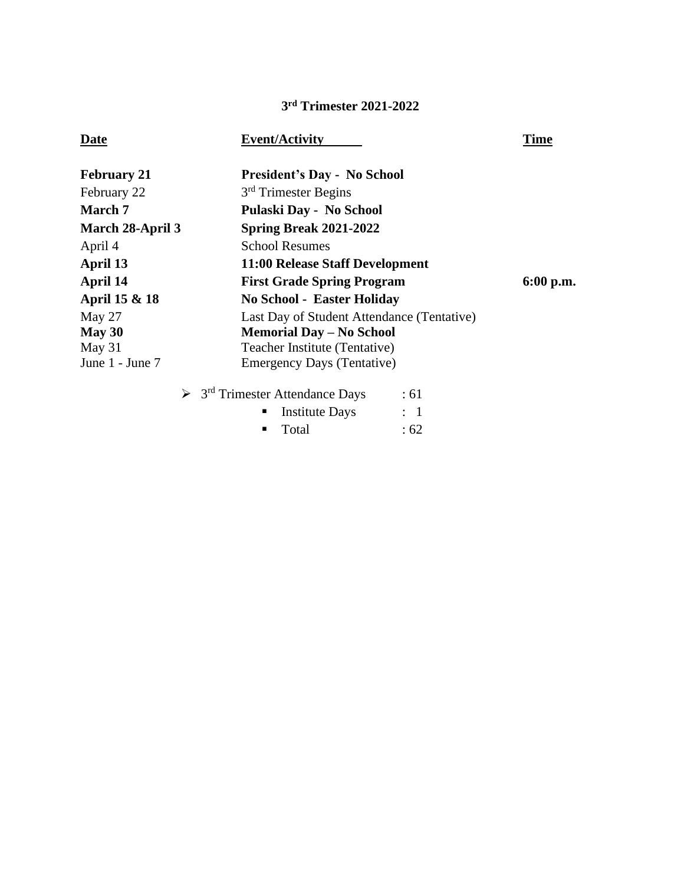### 3rd Trimester 2021-2022

| Date | Event/Activity | Time |
|---|---|---|
| **February 21** | **President's Day - No School** | |
| February 22 | 3rd Trimester Begins | |
| **March 7** | **Pulaski Day - No School** | |
| **March 28-April 3** | **Spring Break 2021-2022** | |
| April 4 | School Resumes | |
| **April 13** | **11:00 Release Staff Development** | |
| **April 14** | **First Grade Spring Program** | **6:00 p.m.** |
| **April 15 & 18** | **No School - Easter Holiday** | |
| May 27 | Last Day of Student Attendance (Tentative) | |
| **May 30** | **Memorial Day – No School** | |
| May 31 | Teacher Institute (Tentative) | |
| June 1 - June 7 | Emergency Days (Tentative) | |

- 3rd Trimester Attendance Days : 61
  - Institute Days : 1
  - Total : 62